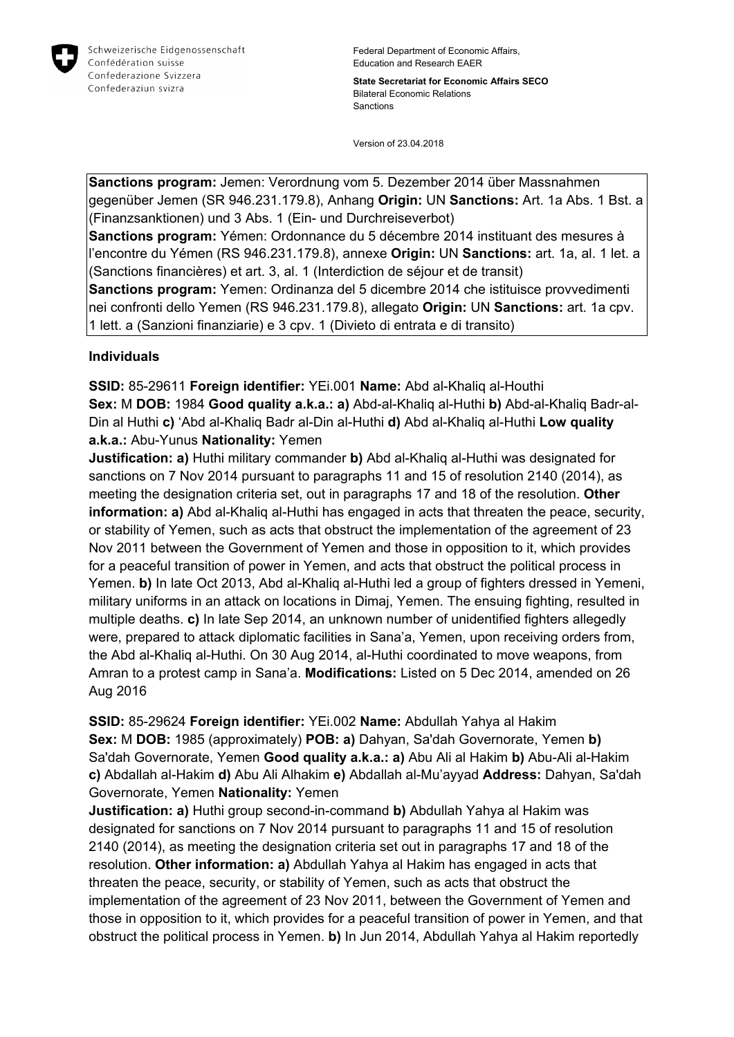Schweizerische Eidgenossenschaft
Confédération suisse
Confederazione Svizzera
Confederaziun svizra

Federal Department of Economic Affairs, Education and Research EAER

**State Secretariat for Economic Affairs SECO**
Bilateral Economic Relations
Sanctions

Version of 23.04.2018

**Sanctions program:** Jemen: Verordnung vom 5. Dezember 2014 über Massnahmen gegenüber Jemen (SR 946.231.179.8), Anhang **Origin:** UN **Sanctions:** Art. 1a Abs. 1 Bst. a (Finanzsanktionen) und 3 Abs. 1 (Ein- und Durchreiseverbot)
**Sanctions program:** Yémen: Ordonnance du 5 décembre 2014 instituant des mesures à l'encontre du Yémen (RS 946.231.179.8), annexe **Origin:** UN **Sanctions:** art. 1a, al. 1 let. a (Sanctions financières) et art. 3, al. 1 (Interdiction de séjour et de transit)
**Sanctions program:** Yemen: Ordinanza del 5 dicembre 2014 che istituisce provvedimenti nei confronti dello Yemen (RS 946.231.179.8), allegato **Origin:** UN **Sanctions:** art. 1a cpv. 1 lett. a (Sanzioni finanziarie) e 3 cpv. 1 (Divieto di entrata e di transito)

## Individuals

**SSID:** 85-29611 **Foreign identifier:** YEi.001 **Name:** Abd al-Khaliq al-Houthi
**Sex:** M **DOB:** 1984 **Good quality a.k.a.: a)** Abd-al-Khaliq al-Huthi **b)** Abd-al-Khaliq Badr-al-Din al Huthi **c)** 'Abd al-Khaliq Badr al-Din al-Huthi **d)** Abd al-Khaliq al-Huthi **Low quality a.k.a.:** Abu-Yunus **Nationality:** Yemen
**Justification: a)** Huthi military commander **b)** Abd al-Khaliq al-Huthi was designated for sanctions on 7 Nov 2014 pursuant to paragraphs 11 and 15 of resolution 2140 (2014), as meeting the designation criteria set, out in paragraphs 17 and 18 of the resolution. **Other information: a)** Abd al-Khaliq al-Huthi has engaged in acts that threaten the peace, security, or stability of Yemen, such as acts that obstruct the implementation of the agreement of 23 Nov 2011 between the Government of Yemen and those in opposition to it, which provides for a peaceful transition of power in Yemen, and acts that obstruct the political process in Yemen. **b)** In late Oct 2013, Abd al-Khaliq al-Huthi led a group of fighters dressed in Yemeni, military uniforms in an attack on locations in Dimaj, Yemen. The ensuing fighting, resulted in multiple deaths. **c)** In late Sep 2014, an unknown number of unidentified fighters allegedly were, prepared to attack diplomatic facilities in Sana'a, Yemen, upon receiving orders from, the Abd al-Khaliq al-Huthi. On 30 Aug 2014, al-Huthi coordinated to move weapons, from Amran to a protest camp in Sana'a. **Modifications:** Listed on 5 Dec 2014, amended on 26 Aug 2016

**SSID:** 85-29624 **Foreign identifier:** YEi.002 **Name:** Abdullah Yahya al Hakim
**Sex:** M **DOB:** 1985 (approximately) **POB: a)** Dahyan, Sa'dah Governorate, Yemen **b)** Sa'dah Governorate, Yemen **Good quality a.k.a.: a)** Abu Ali al Hakim **b)** Abu-Ali al-Hakim **c)** Abdallah al-Hakim **d)** Abu Ali Alhakim **e)** Abdallah al-Mu'ayyad **Address:** Dahyan, Sa'dah Governorate, Yemen **Nationality:** Yemen
**Justification: a)** Huthi group second-in-command **b)** Abdullah Yahya al Hakim was designated for sanctions on 7 Nov 2014 pursuant to paragraphs 11 and 15 of resolution 2140 (2014), as meeting the designation criteria set out in paragraphs 17 and 18 of the resolution. **Other information: a)** Abdullah Yahya al Hakim has engaged in acts that threaten the peace, security, or stability of Yemen, such as acts that obstruct the implementation of the agreement of 23 Nov 2011, between the Government of Yemen and those in opposition to it, which provides for a peaceful transition of power in Yemen, and that obstruct the political process in Yemen. **b)** In Jun 2014, Abdullah Yahya al Hakim reportedly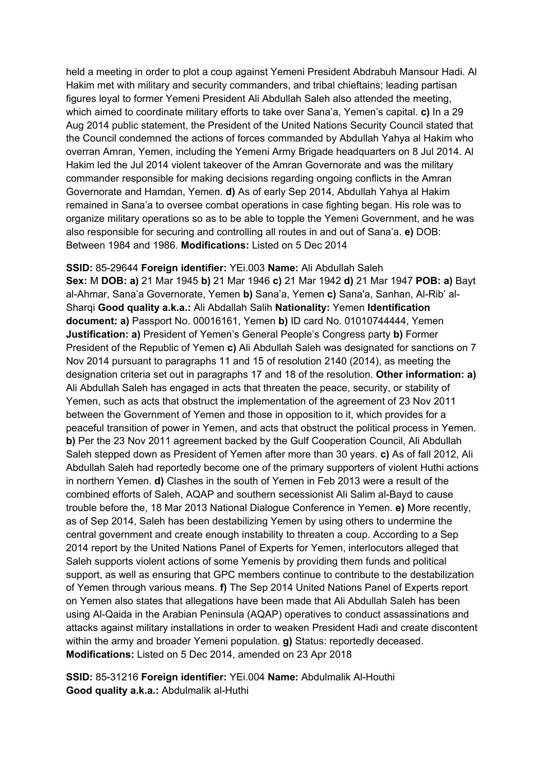held a meeting in order to plot a coup against Yemeni President Abdrabuh Mansour Hadi. Al Hakim met with military and security commanders, and tribal chieftains; leading partisan figures loyal to former Yemeni President Ali Abdullah Saleh also attended the meeting, which aimed to coordinate military efforts to take over Sana'a, Yemen's capital. **c)** In a 29 Aug 2014 public statement, the President of the United Nations Security Council stated that the Council condemned the actions of forces commanded by Abdullah Yahya al Hakim who overran Amran, Yemen, including the Yemeni Army Brigade headquarters on 8 Jul 2014. Al Hakim led the Jul 2014 violent takeover of the Amran Governorate and was the military commander responsible for making decisions regarding ongoing conflicts in the Amran Governorate and Hamdan, Yemen. **d)** As of early Sep 2014, Abdullah Yahya al Hakim remained in Sana'a to oversee combat operations in case fighting began. His role was to organize military operations so as to be able to topple the Yemeni Government, and he was also responsible for securing and controlling all routes in and out of Sana'a. **e)** DOB: Between 1984 and 1986. **Modifications:** Listed on 5 Dec 2014

**SSID:** 85-29644 **Foreign identifier:** YEi.003 **Name:** Ali Abdullah Saleh
**Sex:** M **DOB: a)** 21 Mar 1945 **b)** 21 Mar 1946 **c)** 21 Mar 1942 **d)** 21 Mar 1947 **POB: a)** Bayt al-Ahmar, Sana'a Governorate, Yemen **b)** Sana'a, Yemen **c)** Sana'a, Sanhan, Al-Rib' al-Sharqi **Good quality a.k.a.:** Ali Abdallah Salih **Nationality:** Yemen **Identification document: a)** Passport No. 00016161, Yemen **b)** ID card No. 01010744444, Yemen **Justification: a)** President of Yemen's General People's Congress party **b)** Former President of the Republic of Yemen **c)** Ali Abdullah Saleh was designated for sanctions on 7 Nov 2014 pursuant to paragraphs 11 and 15 of resolution 2140 (2014), as meeting the designation criteria set out in paragraphs 17 and 18 of the resolution. **Other information: a)** Ali Abdullah Saleh has engaged in acts that threaten the peace, security, or stability of Yemen, such as acts that obstruct the implementation of the agreement of 23 Nov 2011 between the Government of Yemen and those in opposition to it, which provides for a peaceful transition of power in Yemen, and acts that obstruct the political process in Yemen. **b)** Per the 23 Nov 2011 agreement backed by the Gulf Cooperation Council, Ali Abdullah Saleh stepped down as President of Yemen after more than 30 years. **c)** As of fall 2012, Ali Abdullah Saleh had reportedly become one of the primary supporters of violent Huthi actions in northern Yemen. **d)** Clashes in the south of Yemen in Feb 2013 were a result of the combined efforts of Saleh, AQAP and southern secessionist Ali Salim al-Bayd to cause trouble before the, 18 Mar 2013 National Dialogue Conference in Yemen. **e)** More recently, as of Sep 2014, Saleh has been destabilizing Yemen by using others to undermine the central government and create enough instability to threaten a coup. According to a Sep 2014 report by the United Nations Panel of Experts for Yemen, interlocutors alleged that Saleh supports violent actions of some Yemenis by providing them funds and political support, as well as ensuring that GPC members continue to contribute to the destabilization of Yemen through various means. **f)** The Sep 2014 United Nations Panel of Experts report on Yemen also states that allegations have been made that Ali Abdullah Saleh has been using Al-Qaida in the Arabian Peninsula (AQAP) operatives to conduct assassinations and attacks against military installations in order to weaken President Hadi and create discontent within the army and broader Yemeni population. **g)** Status: reportedly deceased. **Modifications:** Listed on 5 Dec 2014, amended on 23 Apr 2018

**SSID:** 85-31216 **Foreign identifier:** YEi.004 **Name:** Abdulmalik Al-Houthi
**Good quality a.k.a.:** Abdulmalik al-Huthi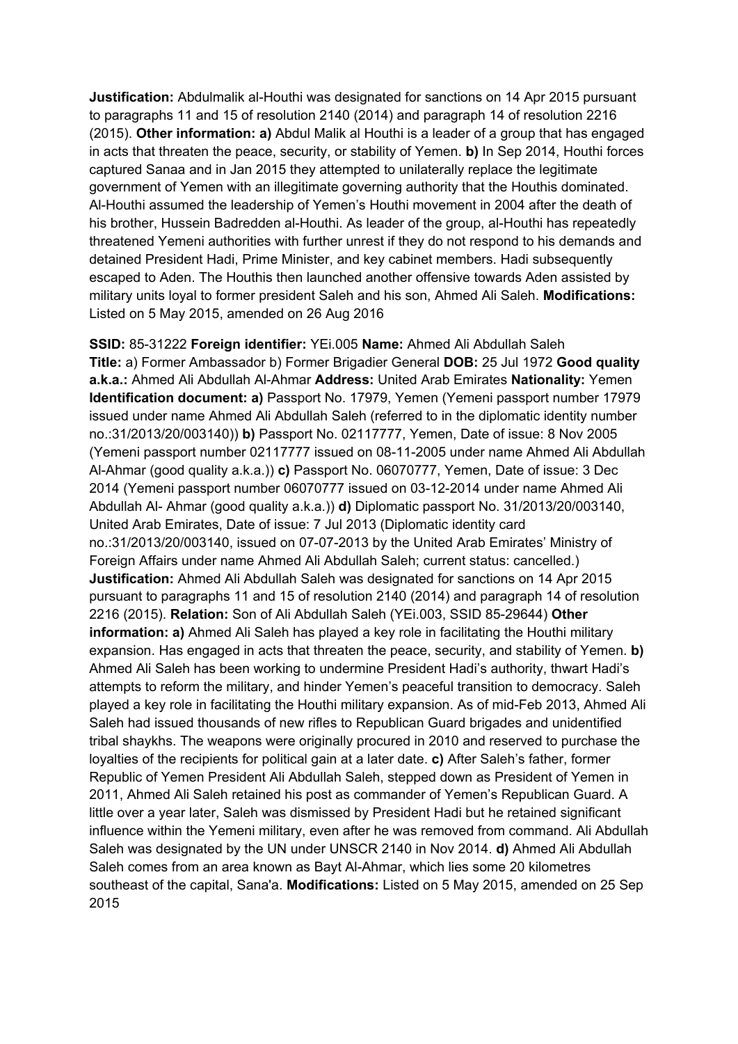**Justification:** Abdulmalik al-Houthi was designated for sanctions on 14 Apr 2015 pursuant to paragraphs 11 and 15 of resolution 2140 (2014) and paragraph 14 of resolution 2216 (2015). **Other information: a)** Abdul Malik al Houthi is a leader of a group that has engaged in acts that threaten the peace, security, or stability of Yemen. **b)** In Sep 2014, Houthi forces captured Sanaa and in Jan 2015 they attempted to unilaterally replace the legitimate government of Yemen with an illegitimate governing authority that the Houthis dominated. Al-Houthi assumed the leadership of Yemen's Houthi movement in 2004 after the death of his brother, Hussein Badredden al-Houthi. As leader of the group, al-Houthi has repeatedly threatened Yemeni authorities with further unrest if they do not respond to his demands and detained President Hadi, Prime Minister, and key cabinet members. Hadi subsequently escaped to Aden. The Houthis then launched another offensive towards Aden assisted by military units loyal to former president Saleh and his son, Ahmed Ali Saleh. **Modifications:** Listed on 5 May 2015, amended on 26 Aug 2016

**SSID:** 85-31222 **Foreign identifier:** YEi.005 **Name:** Ahmed Ali Abdullah Saleh **Title:** a) Former Ambassador b) Former Brigadier General **DOB:** 25 Jul 1972 **Good quality a.k.a.:** Ahmed Ali Abdullah Al-Ahmar **Address:** United Arab Emirates **Nationality:** Yemen **Identification document: a)** Passport No. 17979, Yemen (Yemeni passport number 17979 issued under name Ahmed Ali Abdullah Saleh (referred to in the diplomatic identity number no.:31/2013/20/003140)) **b)** Passport No. 02117777, Yemen, Date of issue: 8 Nov 2005 (Yemeni passport number 02117777 issued on 08-11-2005 under name Ahmed Ali Abdullah Al-Ahmar (good quality a.k.a.)) **c)** Passport No. 06070777, Yemen, Date of issue: 3 Dec 2014 (Yemeni passport number 06070777 issued on 03-12-2014 under name Ahmed Ali Abdullah Al- Ahmar (good quality a.k.a.)) **d)** Diplomatic passport No. 31/2013/20/003140, United Arab Emirates, Date of issue: 7 Jul 2013 (Diplomatic identity card no.:31/2013/20/003140, issued on 07-07-2013 by the United Arab Emirates' Ministry of Foreign Affairs under name Ahmed Ali Abdullah Saleh; current status: cancelled.) **Justification:** Ahmed Ali Abdullah Saleh was designated for sanctions on 14 Apr 2015 pursuant to paragraphs 11 and 15 of resolution 2140 (2014) and paragraph 14 of resolution 2216 (2015). **Relation:** Son of Ali Abdullah Saleh (YEi.003, SSID 85-29644) **Other information: a)** Ahmed Ali Saleh has played a key role in facilitating the Houthi military expansion. Has engaged in acts that threaten the peace, security, and stability of Yemen. **b)** Ahmed Ali Saleh has been working to undermine President Hadi's authority, thwart Hadi's attempts to reform the military, and hinder Yemen's peaceful transition to democracy. Saleh played a key role in facilitating the Houthi military expansion. As of mid-Feb 2013, Ahmed Ali Saleh had issued thousands of new rifles to Republican Guard brigades and unidentified tribal shaykhs. The weapons were originally procured in 2010 and reserved to purchase the loyalties of the recipients for political gain at a later date. **c)** After Saleh's father, former Republic of Yemen President Ali Abdullah Saleh, stepped down as President of Yemen in 2011, Ahmed Ali Saleh retained his post as commander of Yemen's Republican Guard. A little over a year later, Saleh was dismissed by President Hadi but he retained significant influence within the Yemeni military, even after he was removed from command. Ali Abdullah Saleh was designated by the UN under UNSCR 2140 in Nov 2014. **d)** Ahmed Ali Abdullah Saleh comes from an area known as Bayt Al-Ahmar, which lies some 20 kilometres southeast of the capital, Sana'a. **Modifications:** Listed on 5 May 2015, amended on 25 Sep 2015